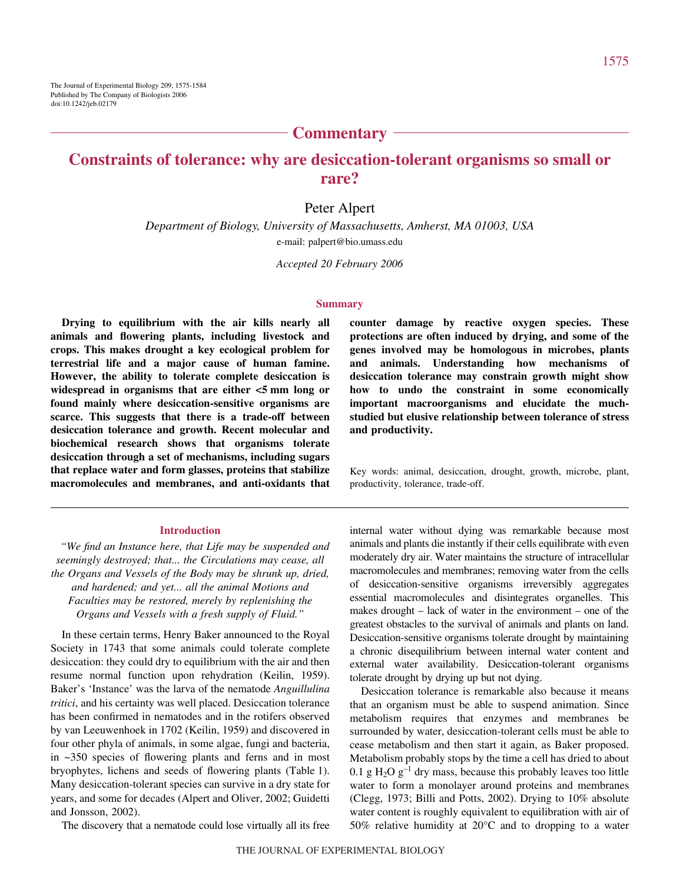## Commentary

# Constraints of tolerance: why are desiccation-tolerant organisms so small or rare?

Peter Alpert

*Department of Biology, University of Massachusetts, Amherst, MA 01003, USA*

e-mail: palpert@bio.umass.edu

*Accepted 20 February 2006*

### Summary

**Drying to equilibrium with the air kills nearly all animals and flowering plants, including livestock and crops. This makes drought a key ecological problem for terrestrial life and a major cause of human famine. However, the ability to tolerate complete desiccation is widespread in organisms that are either <5 mm long or found mainly where desiccation-sensitive organisms are scarce. This suggests that there is a trade-off between desiccation tolerance and growth. Recent molecular and biochemical research shows that organisms tolerate desiccation through a set of mechanisms, including sugars that replace water and form glasses, proteins that stabilize macromolecules and membranes, and anti-oxidants that counter damage by reactive oxygen species. These protections are often induced by drying, and some of the genes involved may be homologous in microbes, plants and animals. Understanding how mechanisms of desiccation tolerance may constrain growth might show how to undo the constraint in some economically important macroorganisms and elucidate the much-studied but elusive relationship between tolerance of stress and productivity.**

Key words: animal, desiccation, drought, growth, microbe, plant, productivity, tolerance, trade-off.

### Introduction

*"We find an Instance here, that Life may be suspended and seemingly destroyed; that... the Circulations may cease, all the Organs and Vessels of the Body may be shrunk up, dried, and hardened; and yet... all the animal Motions and Faculties may be restored, merely by replenishing the Organs and Vessels with a fresh supply of Fluid."*

In these certain terms, Henry Baker announced to the Royal Society in 1743 that some animals could tolerate complete desiccation: they could dry to equilibrium with the air and then resume normal function upon rehydration (Keilin, 1959). Baker's 'Instance' was the larva of the nematode *Anguillulina tritici*, and his certainty was well placed. Desiccation tolerance has been confirmed in nematodes and in the rotifers observed by van Leeuwenhoek in 1702 (Keilin, 1959) and discovered in four other phyla of animals, in some algae, fungi and bacteria, in ~350 species of flowering plants and ferns and in most bryophytes, lichens and seeds of flowering plants (Table 1). Many desiccation-tolerant species can survive in a dry state for years, and some for decades (Alpert and Oliver, 2002; Guidetti and Jonsson, 2002).

The discovery that a nematode could lose virtually all its free internal water without dying was remarkable because most animals and plants die instantly if their cells equilibrate with even moderately dry air. Water maintains the structure of intracellular macromolecules and membranes; removing water from the cells of desiccation-sensitive organisms irreversibly aggregates essential macromolecules and disintegrates organelles. This makes drought – lack of water in the environment – one of the greatest obstacles to the survival of animals and plants on land. Desiccation-sensitive organisms tolerate drought by maintaining a chronic disequilibrium between internal water content and external water availability. Desiccation-tolerant organisms tolerate drought by drying up but not dying.

Desiccation tolerance is remarkable also because it means that an organism must be able to suspend animation. Since metabolism requires that enzymes and membranes be surrounded by water, desiccation-tolerant cells must be able to cease metabolism and then start it again, as Baker proposed. Metabolism probably stops by the time a cell has dried to about 0.1 g $H_2O$ $g^{-1}$ dry mass, because this probably leaves too little water to form a monolayer around proteins and membranes (Clegg, 1973; Billi and Potts, 2002). Drying to 10% absolute water content is roughly equivalent to equilibration with air of 50% relative humidity at 20°C and to dropping to a water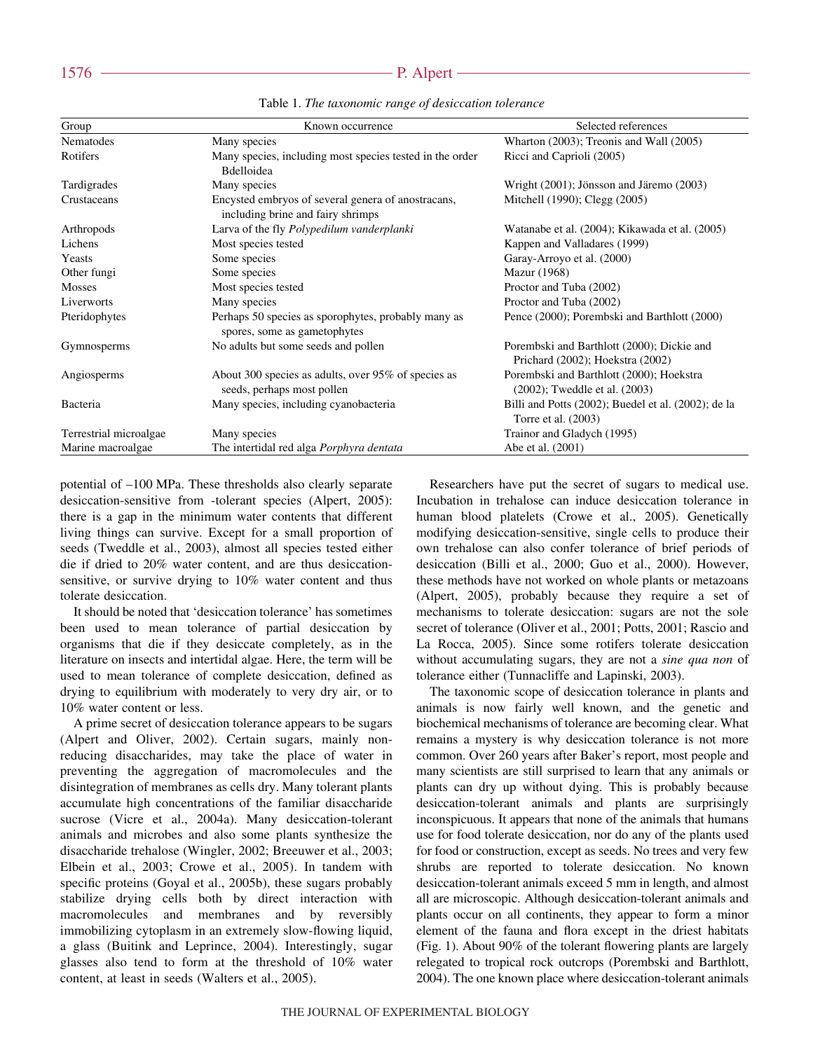Table 1. *The taxonomic range of desiccation tolerance*

| Group | Known occurrence | Selected references |
|---|---|---|
| Nematodes | Many species | Wharton (2003); Treonis and Wall (2005) |
| Rotifers | Many species, including most species tested in the order Bdelloidea | Ricci and Caprioli (2005) |
| Tardigrades | Many species | Wright (2001); Jönsson and Järemo (2003) |
| Crustaceans | Encysted embryos of several genera of anostracans, including brine and fairy shrimps | Mitchell (1990); Clegg (2005) |
| Arthropods | Larva of the fly *Polypedilum vanderplanki* | Watanabe et al. (2004); Kikawada et al. (2005) |
| Lichens | Most species tested | Kappen and Valladares (1999) |
| Yeasts | Some species | Garay-Arroyo et al. (2000) |
| Other fungi | Some species | Mazur (1968) |
| Mosses | Most species tested | Proctor and Tuba (2002) |
| Liverworts | Many species | Proctor and Tuba (2002) |
| Pteridophytes | Perhaps 50 species as sporophytes, probably many as spores, some as gametophytes | Pence (2000); Porembski and Barthlott (2000) |
| Gymnosperms | No adults but some seeds and pollen | Porembski and Barthlott (2000); Dickie and Prichard (2002); Hoekstra (2002) |
| Angiosperms | About 300 species as adults, over 95% of species as seeds, perhaps most pollen | Porembski and Barthlott (2000); Hoekstra (2002); Tweddle et al. (2003) |
| Bacteria | Many species, including cyanobacteria | Billi and Potts (2002); Buedel et al. (2002); de la Torre et al. (2003) |
| Terrestrial microalgae | Many species | Trainor and Gladych (1995) |
| Marine macroalgae | The intertidal red alga *Porphyra dentata* | Abe et al. (2001) |

potential of –100 MPa. These thresholds also clearly separate desiccation-sensitive from -tolerant species (Alpert, 2005): there is a gap in the minimum water contents that different living things can survive. Except for a small proportion of seeds (Tweddle et al., 2003), almost all species tested either die if dried to 20% water content, and are thus desiccation-sensitive, or survive drying to 10% water content and thus tolerate desiccation.

It should be noted that 'desiccation tolerance' has sometimes been used to mean tolerance of partial desiccation by organisms that die if they desiccate completely, as in the literature on insects and intertidal algae. Here, the term will be used to mean tolerance of complete desiccation, defined as drying to equilibrium with moderately to very dry air, or to 10% water content or less.

A prime secret of desiccation tolerance appears to be sugars (Alpert and Oliver, 2002). Certain sugars, mainly non-reducing disaccharides, may take the place of water in preventing the aggregation of macromolecules and the disintegration of membranes as cells dry. Many tolerant plants accumulate high concentrations of the familiar disaccharide sucrose (Vicre et al., 2004a). Many desiccation-tolerant animals and microbes and also some plants synthesize the disaccharide trehalose (Wingler, 2002; Breeuwer et al., 2003; Elbein et al., 2003; Crowe et al., 2005). In tandem with specific proteins (Goyal et al., 2005b), these sugars probably stabilize drying cells both by direct interaction with macromolecules and membranes and by reversibly immobilizing cytoplasm in an extremely slow-flowing liquid, a glass (Buitink and Leprince, 2004). Interestingly, sugar glasses also tend to form at the threshold of 10% water content, at least in seeds (Walters et al., 2005).

Researchers have put the secret of sugars to medical use. Incubation in trehalose can induce desiccation tolerance in human blood platelets (Crowe et al., 2005). Genetically modifying desiccation-sensitive, single cells to produce their own trehalose can also confer tolerance of brief periods of desiccation (Billi et al., 2000; Guo et al., 2000). However, these methods have not worked on whole plants or metazoans (Alpert, 2005), probably because they require a set of mechanisms to tolerate desiccation: sugars are not the sole secret of tolerance (Oliver et al., 2001; Potts, 2001; Rascio and La Rocca, 2005). Since some rotifers tolerate desiccation without accumulating sugars, they are not a *sine qua non* of tolerance either (Tunnacliffe and Lapinski, 2003).

The taxonomic scope of desiccation tolerance in plants and animals is now fairly well known, and the genetic and biochemical mechanisms of tolerance are becoming clear. What remains a mystery is why desiccation tolerance is not more common. Over 260 years after Baker's report, most people and many scientists are still surprised to learn that any animals or plants can dry up without dying. This is probably because desiccation-tolerant animals and plants are surprisingly inconspicuous. It appears that none of the animals that humans use for food tolerate desiccation, nor do any of the plants used for food or construction, except as seeds. No trees and very few shrubs are reported to tolerate desiccation. No known desiccation-tolerant animals exceed 5 mm in length, and almost all are microscopic. Although desiccation-tolerant animals and plants occur on all continents, they appear to form a minor element of the fauna and flora except in the driest habitats (Fig. 1). About 90% of the tolerant flowering plants are largely relegated to tropical rock outcrops (Porembski and Barthlott, 2004). The one known place where desiccation-tolerant animals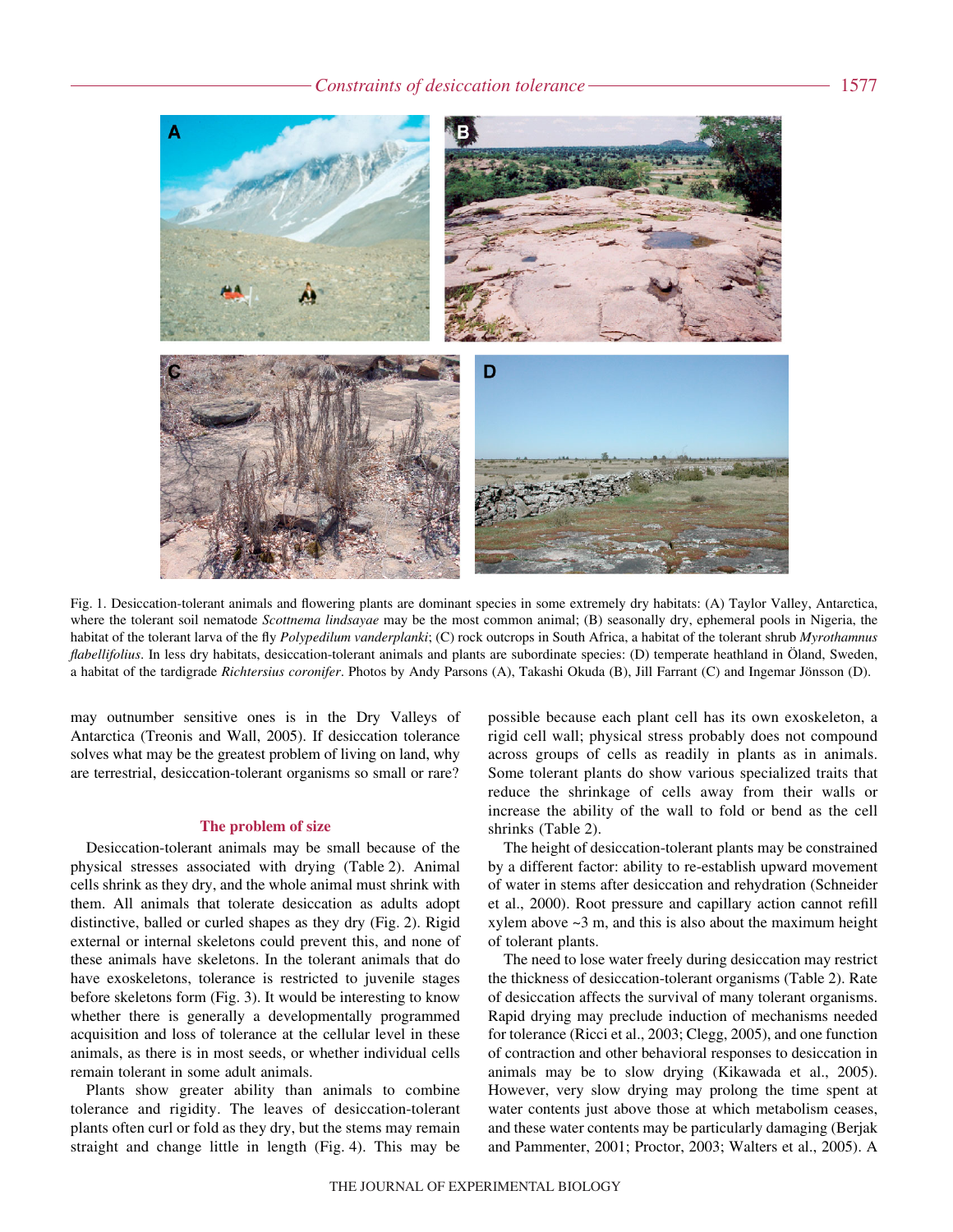Fig. 1. Desiccation-tolerant animals and flowering plants are dominant species in some extremely dry habitats: (A) Taylor Valley, Antarctica, where the tolerant soil nematode *Scottnema lindsayae* may be the most common animal; (B) seasonally dry, ephemeral pools in Nigeria, the habitat of the tolerant larva of the fly *Polypedilum vanderplanki*; (C) rock outcrops in South Africa, a habitat of the tolerant shrub *Myrothamnus flabellifolius*. In less dry habitats, desiccation-tolerant animals and plants are subordinate species: (D) temperate heathland in Öland, Sweden, a habitat of the tardigrade *Richtersius coronifer*. Photos by Andy Parsons (A), Takashi Okuda (B), Jill Farrant (C) and Ingemar Jönsson (D).

may outnumber sensitive ones is in the Dry Valleys of Antarctica (Treonis and Wall, 2005). If desiccation tolerance solves what may be the greatest problem of living on land, why are terrestrial, desiccation-tolerant organisms so small or rare?

## The problem of size

Desiccation-tolerant animals may be small because of the physical stresses associated with drying (Table 2). Animal cells shrink as they dry, and the whole animal must shrink with them. All animals that tolerate desiccation as adults adopt distinctive, balled or curled shapes as they dry (Fig. 2). Rigid external or internal skeletons could prevent this, and none of these animals have skeletons. In the tolerant animals that do have exoskeletons, tolerance is restricted to juvenile stages before skeletons form (Fig. 3). It would be interesting to know whether there is generally a developmentally programmed acquisition and loss of tolerance at the cellular level in these animals, as there is in most seeds, or whether individual cells remain tolerant in some adult animals.

Plants show greater ability than animals to combine tolerance and rigidity. The leaves of desiccation-tolerant plants often curl or fold as they dry, but the stems may remain straight and change little in length (Fig. 4). This may be possible because each plant cell has its own exoskeleton, a rigid cell wall; physical stress probably does not compound across groups of cells as readily in plants as in animals. Some tolerant plants do show various specialized traits that reduce the shrinkage of cells away from their walls or increase the ability of the wall to fold or bend as the cell shrinks (Table 2).

The height of desiccation-tolerant plants may be constrained by a different factor: ability to re-establish upward movement of water in stems after desiccation and rehydration (Schneider et al., 2000). Root pressure and capillary action cannot refill xylem above ~3 m, and this is also about the maximum height of tolerant plants.

The need to lose water freely during desiccation may restrict the thickness of desiccation-tolerant organisms (Table 2). Rate of desiccation affects the survival of many tolerant organisms. Rapid drying may preclude induction of mechanisms needed for tolerance (Ricci et al., 2003; Clegg, 2005), and one function of contraction and other behavioral responses to desiccation in animals may be to slow drying (Kikawada et al., 2005). However, very slow drying may prolong the time spent at water contents just above those at which metabolism ceases, and these water contents may be particularly damaging (Berjak and Pammenter, 2001; Proctor, 2003; Walters et al., 2005). A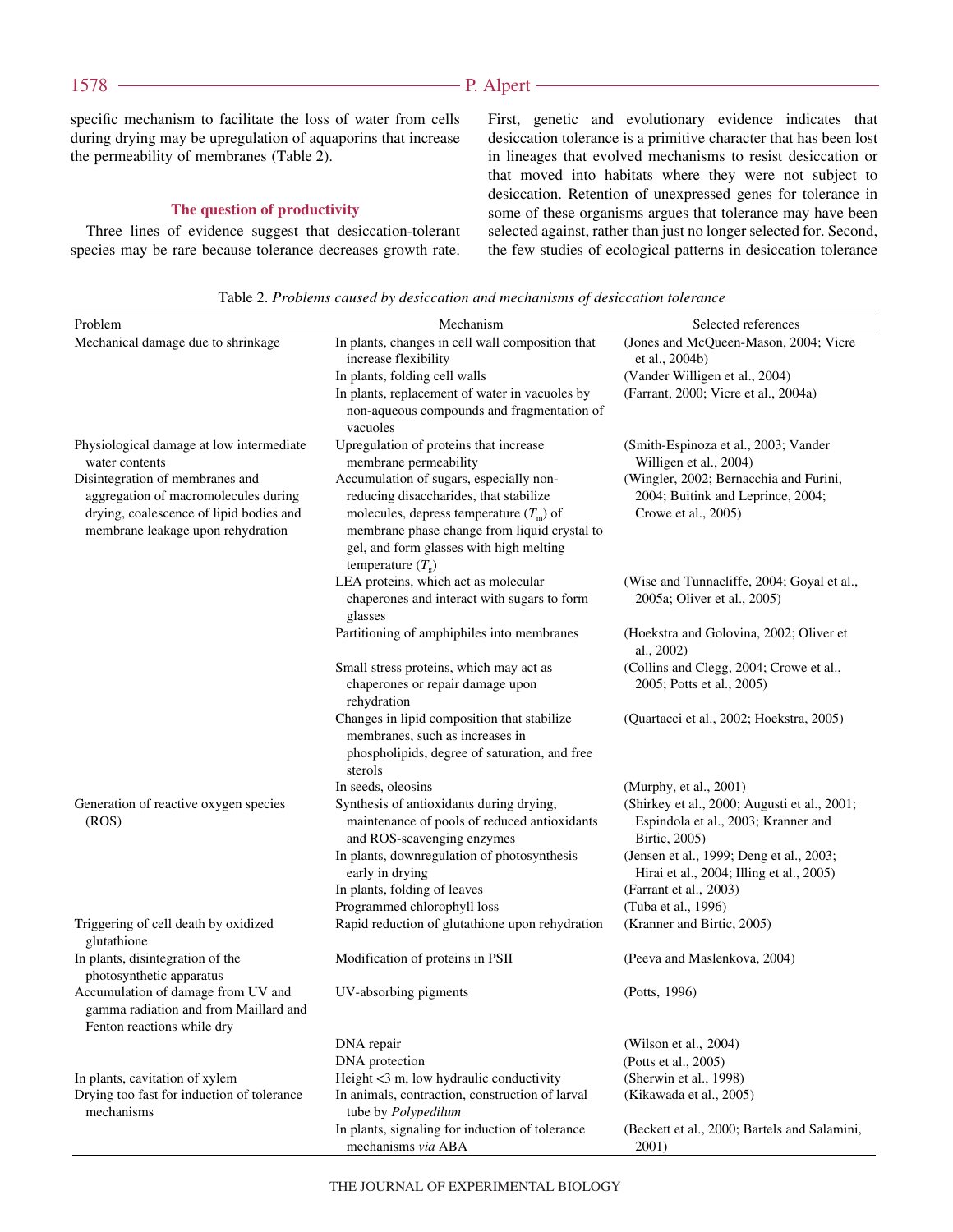specific mechanism to facilitate the loss of water from cells during drying may be upregulation of aquaporins that increase the permeability of membranes (Table 2).

## The question of productivity

Three lines of evidence suggest that desiccation-tolerant species may be rare because tolerance decreases growth rate. First, genetic and evolutionary evidence indicates that desiccation tolerance is a primitive character that has been lost in lineages that evolved mechanisms to resist desiccation or that moved into habitats where they were not subject to desiccation. Retention of unexpressed genes for tolerance in some of these organisms argues that tolerance may have been selected against, rather than just no longer selected for. Second, the few studies of ecological patterns in desiccation tolerance

Table 2. *Problems caused by desiccation and mechanisms of desiccation tolerance*

| Problem | Mechanism | Selected references |
|---|---|---|
| Mechanical damage due to shrinkage | In plants, changes in cell wall composition that increase flexibility | (Jones and McQueen-Mason, 2004; Vicre et al., 2004b) |
| | In plants, folding cell walls | (Vander Willigen et al., 2004) |
| | In plants, replacement of water in vacuoles by non-aqueous compounds and fragmentation of vacuoles | (Farrant, 2000; Vicre et al., 2004a) |
| Physiological damage at low intermediate water contents | Upregulation of proteins that increase membrane permeability | (Smith-Espinoza et al., 2003; Vander Willigen et al., 2004) |
| Disintegration of membranes and aggregation of macromolecules during drying, coalescence of lipid bodies and membrane leakage upon rehydration | Accumulation of sugars, especially non-reducing disaccharides, that stabilize molecules, depress temperature ($T_m$) of membrane phase change from liquid crystal to gel, and form glasses with high melting temperature ($T_g$) | (Wingler, 2002; Bernacchia and Furini, 2004; Buitink and Leprince, 2004; Crowe et al., 2005) |
| | LEA proteins, which act as molecular chaperones and interact with sugars to form glasses | (Wise and Tunnacliffe, 2004; Goyal et al., 2005a; Oliver et al., 2005) |
| | Partitioning of amphiphiles into membranes | (Hoekstra and Golovina, 2002; Oliver et al., 2002) |
| | Small stress proteins, which may act as chaperones or repair damage upon rehydration | (Collins and Clegg, 2004; Crowe et al., 2005; Potts et al., 2005) |
| | Changes in lipid composition that stabilize membranes, such as increases in phospholipids, degree of saturation, and free sterols | (Quartacci et al., 2002; Hoekstra, 2005) |
| | In seeds, oleosins | (Murphy, et al., 2001) |
| Generation of reactive oxygen species (ROS) | Synthesis of antioxidants during drying, maintenance of pools of reduced antioxidants and ROS-scavenging enzymes | (Shirkey et al., 2000; Augusti et al., 2001; Espindola et al., 2003; Kranner and Birtic, 2005) |
| | In plants, downregulation of photosynthesis early in drying | (Jensen et al., 1999; Deng et al., 2003; Hirai et al., 2004; Illing et al., 2005) |
| | In plants, folding of leaves | (Farrant et al., 2003) |
| | Programmed chlorophyll loss | (Tuba et al., 1996) |
| Triggering of cell death by oxidized glutathione | Rapid reduction of glutathione upon rehydration | (Kranner and Birtic, 2005) |
| In plants, disintegration of the photosynthetic apparatus | Modification of proteins in PSII | (Peeva and Maslenkova, 2004) |
| Accumulation of damage from UV and gamma radiation and from Maillard and Fenton reactions while dry | UV-absorbing pigments | (Potts, 1996) |
| | DNA repair | (Wilson et al., 2004) |
| | DNA protection | (Potts et al., 2005) |
| In plants, cavitation of xylem | Height <3 m, low hydraulic conductivity | (Sherwin et al., 1998) |
| Drying too fast for induction of tolerance mechanisms | In animals, contraction, construction of larval tube by *Polypedilum* | (Kikawada et al., 2005) |
| | In plants, signaling for induction of tolerance mechanisms *via* ABA | (Beckett et al., 2000; Bartels and Salamini, 2001) |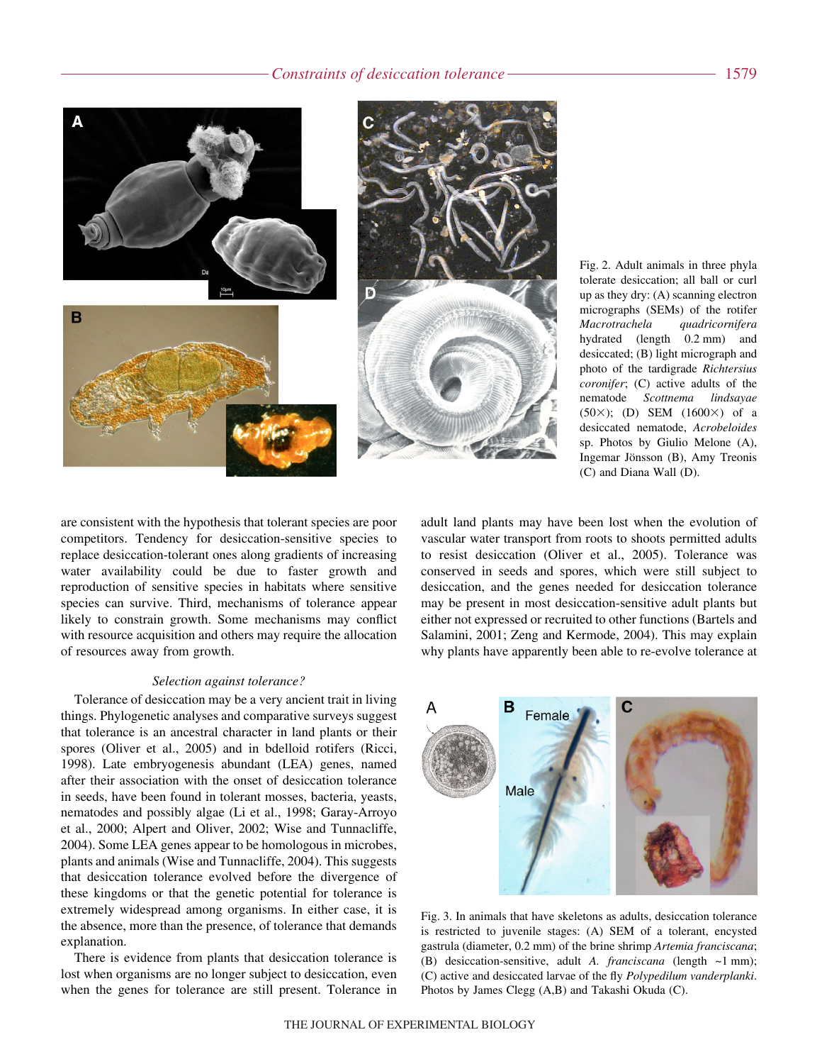Fig. 2. Adult animals in three phyla tolerate desiccation; all ball or curl up as they dry: (A) scanning electron micrographs (SEMs) of the rotifer *Macrotrachela quadricornifera* hydrated (length 0.2 mm) and desiccated; (B) light micrograph and photo of the tardigrade *Richtersius coronifer*; (C) active adults of the nematode *Scottnema lindsayae* (50×); (D) SEM (1600×) of a desiccated nematode, *Acrobeloides* sp. Photos by Giulio Melone (A), Ingemar Jönsson (B), Amy Treonis (C) and Diana Wall (D).

are consistent with the hypothesis that tolerant species are poor competitors. Tendency for desiccation-sensitive species to replace desiccation-tolerant ones along gradients of increasing water availability could be due to faster growth and reproduction of sensitive species in habitats where sensitive species can survive. Third, mechanisms of tolerance appear likely to constrain growth. Some mechanisms may conflict with resource acquisition and others may require the allocation of resources away from growth.

### *Selection against tolerance?*

Tolerance of desiccation may be a very ancient trait in living things. Phylogenetic analyses and comparative surveys suggest that tolerance is an ancestral character in land plants or their spores (Oliver et al., 2005) and in bdelloid rotifers (Ricci, 1998). Late embryogenesis abundant (LEA) genes, named after their association with the onset of desiccation tolerance in seeds, have been found in tolerant mosses, bacteria, yeasts, nematodes and possibly algae (Li et al., 1998; Garay-Arroyo et al., 2000; Alpert and Oliver, 2002; Wise and Tunnacliffe, 2004). Some LEA genes appear to be homologous in microbes, plants and animals (Wise and Tunnacliffe, 2004). This suggests that desiccation tolerance evolved before the divergence of these kingdoms or that the genetic potential for tolerance is extremely widespread among organisms. In either case, it is the absence, more than the presence, of tolerance that demands explanation.

There is evidence from plants that desiccation tolerance is lost when organisms are no longer subject to desiccation, even when the genes for tolerance are still present. Tolerance in adult land plants may have been lost when the evolution of vascular water transport from roots to shoots permitted adults to resist desiccation (Oliver et al., 2005). Tolerance was conserved in seeds and spores, which were still subject to desiccation, and the genes needed for desiccation tolerance may be present in most desiccation-sensitive adult plants but either not expressed or recruited to other functions (Bartels and Salamini, 2001; Zeng and Kermode, 2004). This may explain why plants have apparently been able to re-evolve tolerance at

Fig. 3. In animals that have skeletons as adults, desiccation tolerance is restricted to juvenile stages: (A) SEM of a tolerant, encysted gastrula (diameter, 0.2 mm) of the brine shrimp *Artemia franciscana*; (B) desiccation-sensitive, adult *A. franciscana* (length ~1 mm); (C) active and desiccated larvae of the fly *Polypedilum vanderplanki*. Photos by James Clegg (A,B) and Takashi Okuda (C).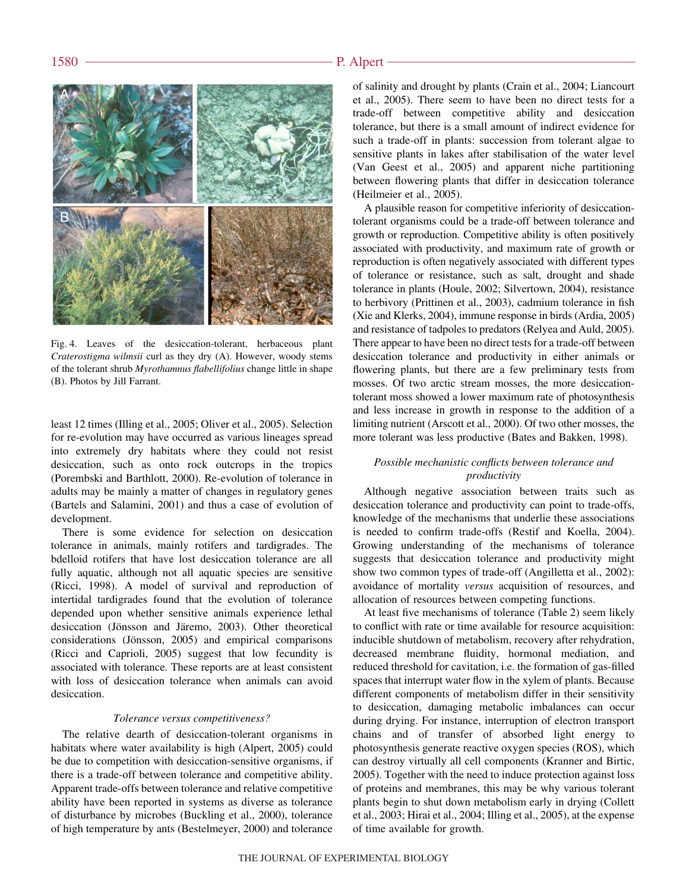Fig. 4. Leaves of the desiccation-tolerant, herbaceous plant *Craterostigma wilmsii* curl as they dry (A). However, woody stems of the tolerant shrub *Myrothamnus flabellifolius* change little in shape (B). Photos by Jill Farrant.

least 12 times (Illing et al., 2005; Oliver et al., 2005). Selection for re-evolution may have occurred as various lineages spread into extremely dry habitats where they could not resist desiccation, such as onto rock outcrops in the tropics (Porembski and Barthlott, 2000). Re-evolution of tolerance in adults may be mainly a matter of changes in regulatory genes (Bartels and Salamini, 2001) and thus a case of evolution of development.

There is some evidence for selection on desiccation tolerance in animals, mainly rotifers and tardigrades. The bdelloid rotifers that have lost desiccation tolerance are all fully aquatic, although not all aquatic species are sensitive (Ricci, 1998). A model of survival and reproduction of intertidal tardigrades found that the evolution of tolerance depended upon whether sensitive animals experience lethal desiccation (Jönsson and Järemo, 2003). Other theoretical considerations (Jönsson, 2005) and empirical comparisons (Ricci and Caprioli, 2005) suggest that low fecundity is associated with tolerance. These reports are at least consistent with loss of desiccation tolerance when animals can avoid desiccation.

### *Tolerance versus competitiveness?*

The relative dearth of desiccation-tolerant organisms in habitats where water availability is high (Alpert, 2005) could be due to competition with desiccation-sensitive organisms, if there is a trade-off between tolerance and competitive ability. Apparent trade-offs between tolerance and relative competitive ability have been reported in systems as diverse as tolerance of disturbance by microbes (Buckling et al., 2000), tolerance of high temperature by ants (Bestelmeyer, 2000) and tolerance of salinity and drought by plants (Crain et al., 2004; Liancourt et al., 2005). There seem to have been no direct tests for a trade-off between competitive ability and desiccation tolerance, but there is a small amount of indirect evidence for such a trade-off in plants: succession from tolerant algae to sensitive plants in lakes after stabilisation of the water level (Van Geest et al., 2005) and apparent niche partitioning between flowering plants that differ in desiccation tolerance (Heilmeier et al., 2005).

A plausible reason for competitive inferiority of desiccation-tolerant organisms could be a trade-off between tolerance and growth or reproduction. Competitive ability is often positively associated with productivity, and maximum rate of growth or reproduction is often negatively associated with different types of tolerance or resistance, such as salt, drought and shade tolerance in plants (Houle, 2002; Silvertown, 2004), resistance to herbivory (Prittinen et al., 2003), cadmium tolerance in fish (Xie and Klerks, 2004), immune response in birds (Ardia, 2005) and resistance of tadpoles to predators (Relyea and Auld, 2005). There appear to have been no direct tests for a trade-off between desiccation tolerance and productivity in either animals or flowering plants, but there are a few preliminary tests from mosses. Of two arctic stream mosses, the more desiccation-tolerant moss showed a lower maximum rate of photosynthesis and less increase in growth in response to the addition of a limiting nutrient (Arscott et al., 2000). Of two other mosses, the more tolerant was less productive (Bates and Bakken, 1998).

### *Possible mechanistic conflicts between tolerance and productivity*

Although negative association between traits such as desiccation tolerance and productivity can point to trade-offs, knowledge of the mechanisms that underlie these associations is needed to confirm trade-offs (Restif and Koella, 2004). Growing understanding of the mechanisms of tolerance suggests that desiccation tolerance and productivity might show two common types of trade-off (Angilletta et al., 2002): avoidance of mortality *versus* acquisition of resources, and allocation of resources between competing functions.

At least five mechanisms of tolerance (Table 2) seem likely to conflict with rate or time available for resource acquisition: inducible shutdown of metabolism, recovery after rehydration, decreased membrane fluidity, hormonal mediation, and reduced threshold for cavitation, i.e. the formation of gas-filled spaces that interrupt water flow in the xylem of plants. Because different components of metabolism differ in their sensitivity to desiccation, damaging metabolic imbalances can occur during drying. For instance, interruption of electron transport chains and of transfer of absorbed light energy to photosynthesis generate reactive oxygen species (ROS), which can destroy virtually all cell components (Kranner and Birtic, 2005). Together with the need to induce protection against loss of proteins and membranes, this may be why various tolerant plants begin to shut down metabolism early in drying (Collett et al., 2003; Hirai et al., 2004; Illing et al., 2005), at the expense of time available for growth.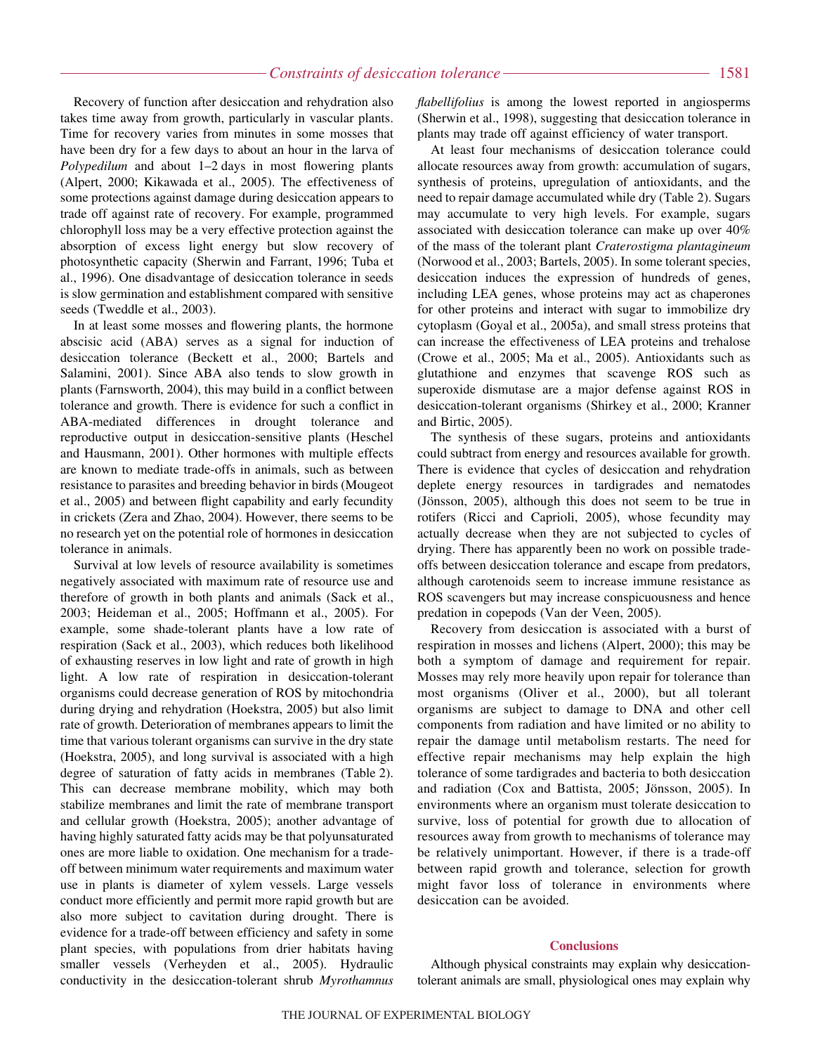Recovery of function after desiccation and rehydration also takes time away from growth, particularly in vascular plants. Time for recovery varies from minutes in some mosses that have been dry for a few days to about an hour in the larva of *Polypedilum* and about 1–2 days in most flowering plants (Alpert, 2000; Kikawada et al., 2005). The effectiveness of some protections against damage during desiccation appears to trade off against rate of recovery. For example, programmed chlorophyll loss may be a very effective protection against the absorption of excess light energy but slow recovery of photosynthetic capacity (Sherwin and Farrant, 1996; Tuba et al., 1996). One disadvantage of desiccation tolerance in seeds is slow germination and establishment compared with sensitive seeds (Tweddle et al., 2003).

In at least some mosses and flowering plants, the hormone abscisic acid (ABA) serves as a signal for induction of desiccation tolerance (Beckett et al., 2000; Bartels and Salamini, 2001). Since ABA also tends to slow growth in plants (Farnsworth, 2004), this may build in a conflict between tolerance and growth. There is evidence for such a conflict in ABA-mediated differences in drought tolerance and reproductive output in desiccation-sensitive plants (Heschel and Hausmann, 2001). Other hormones with multiple effects are known to mediate trade-offs in animals, such as between resistance to parasites and breeding behavior in birds (Mougeot et al., 2005) and between flight capability and early fecundity in crickets (Zera and Zhao, 2004). However, there seems to be no research yet on the potential role of hormones in desiccation tolerance in animals.

Survival at low levels of resource availability is sometimes negatively associated with maximum rate of resource use and therefore of growth in both plants and animals (Sack et al., 2003; Heideman et al., 2005; Hoffmann et al., 2005). For example, some shade-tolerant plants have a low rate of respiration (Sack et al., 2003), which reduces both likelihood of exhausting reserves in low light and rate of growth in high light. A low rate of respiration in desiccation-tolerant organisms could decrease generation of ROS by mitochondria during drying and rehydration (Hoekstra, 2005) but also limit rate of growth. Deterioration of membranes appears to limit the time that various tolerant organisms can survive in the dry state (Hoekstra, 2005), and long survival is associated with a high degree of saturation of fatty acids in membranes (Table 2). This can decrease membrane mobility, which may both stabilize membranes and limit the rate of membrane transport and cellular growth (Hoekstra, 2005); another advantage of having highly saturated fatty acids may be that polyunsaturated ones are more liable to oxidation. One mechanism for a trade-off between minimum water requirements and maximum water use in plants is diameter of xylem vessels. Large vessels conduct more efficiently and permit more rapid growth but are also more subject to cavitation during drought. There is evidence for a trade-off between efficiency and safety in some plant species, with populations from drier habitats having smaller vessels (Verheyden et al., 2005). Hydraulic conductivity in the desiccation-tolerant shrub *Myrothamnus flabellifolius* is among the lowest reported in angiosperms (Sherwin et al., 1998), suggesting that desiccation tolerance in plants may trade off against efficiency of water transport.

At least four mechanisms of desiccation tolerance could allocate resources away from growth: accumulation of sugars, synthesis of proteins, upregulation of antioxidants, and the need to repair damage accumulated while dry (Table 2). Sugars may accumulate to very high levels. For example, sugars associated with desiccation tolerance can make up over 40% of the mass of the tolerant plant *Craterostigma plantagineum* (Norwood et al., 2003; Bartels, 2005). In some tolerant species, desiccation induces the expression of hundreds of genes, including LEA genes, whose proteins may act as chaperones for other proteins and interact with sugar to immobilize dry cytoplasm (Goyal et al., 2005a), and small stress proteins that can increase the effectiveness of LEA proteins and trehalose (Crowe et al., 2005; Ma et al., 2005). Antioxidants such as glutathione and enzymes that scavenge ROS such as superoxide dismutase are a major defense against ROS in desiccation-tolerant organisms (Shirkey et al., 2000; Kranner and Birtic, 2005).

The synthesis of these sugars, proteins and antioxidants could subtract from energy and resources available for growth. There is evidence that cycles of desiccation and rehydration deplete energy resources in tardigrades and nematodes (Jönsson, 2005), although this does not seem to be true in rotifers (Ricci and Caprioli, 2005), whose fecundity may actually decrease when they are not subjected to cycles of drying. There has apparently been no work on possible trade-offs between desiccation tolerance and escape from predators, although carotenoids seem to increase immune resistance as ROS scavengers but may increase conspicuousness and hence predation in copepods (Van der Veen, 2005).

Recovery from desiccation is associated with a burst of respiration in mosses and lichens (Alpert, 2000); this may be both a symptom of damage and requirement for repair. Mosses may rely more heavily upon repair for tolerance than most organisms (Oliver et al., 2000), but all tolerant organisms are subject to damage to DNA and other cell components from radiation and have limited or no ability to repair the damage until metabolism restarts. The need for effective repair mechanisms may help explain the high tolerance of some tardigrades and bacteria to both desiccation and radiation (Cox and Battista, 2005; Jönsson, 2005). In environments where an organism must tolerate desiccation to survive, loss of potential for growth due to allocation of resources away from growth to mechanisms of tolerance may be relatively unimportant. However, if there is a trade-off between rapid growth and tolerance, selection for growth might favor loss of tolerance in environments where desiccation can be avoided.

## Conclusions

Although physical constraints may explain why desiccation-tolerant animals are small, physiological ones may explain why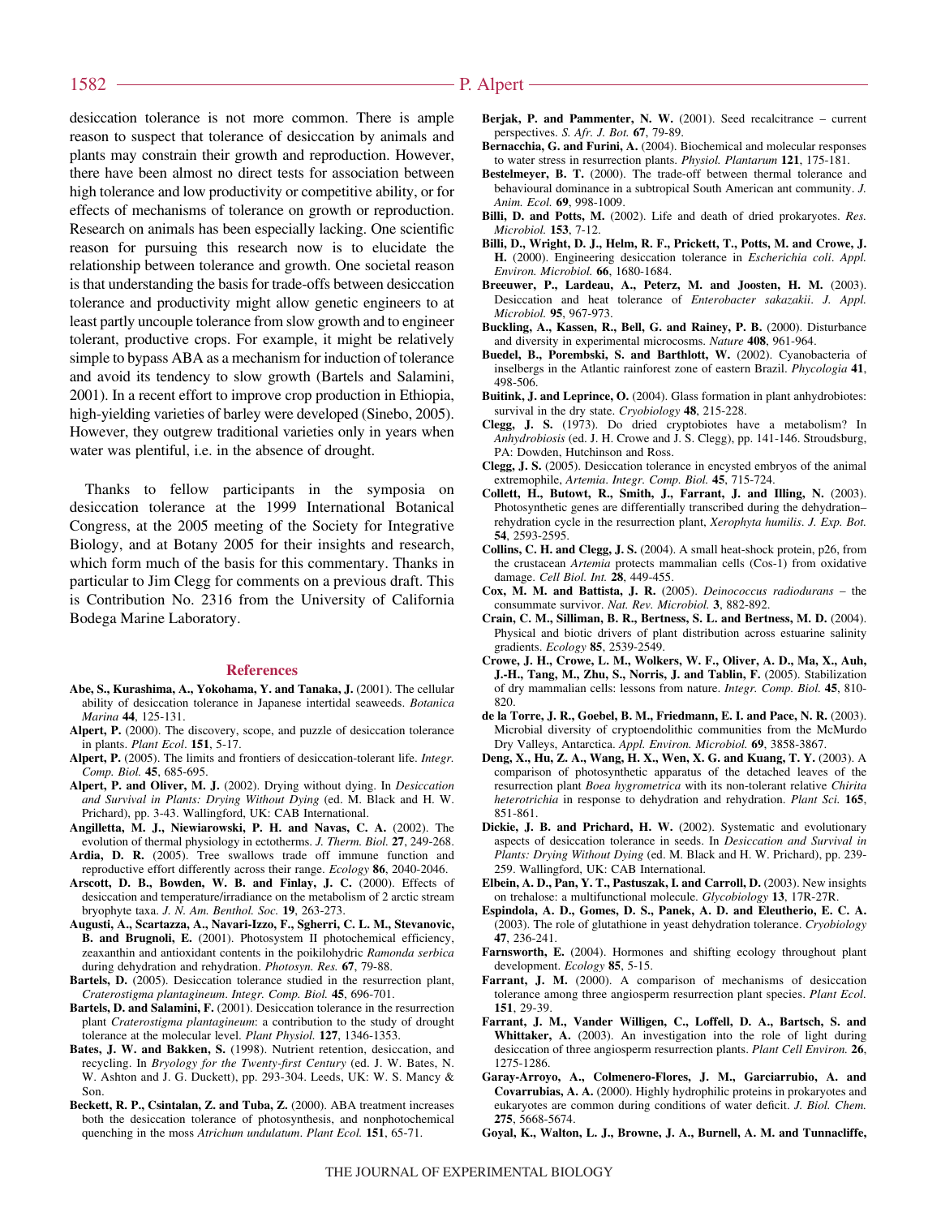desiccation tolerance is not more common. There is ample reason to suspect that tolerance of desiccation by animals and plants may constrain their growth and reproduction. However, there have been almost no direct tests for association between high tolerance and low productivity or competitive ability, or for effects of mechanisms of tolerance on growth or reproduction. Research on animals has been especially lacking. One scientific reason for pursuing this research now is to elucidate the relationship between tolerance and growth. One societal reason is that understanding the basis for trade-offs between desiccation tolerance and productivity might allow genetic engineers to at least partly uncouple tolerance from slow growth and to engineer tolerant, productive crops. For example, it might be relatively simple to bypass ABA as a mechanism for induction of tolerance and avoid its tendency to slow growth (Bartels and Salamini, 2001). In a recent effort to improve crop production in Ethiopia, high-yielding varieties of barley were developed (Sinebo, 2005). However, they outgrew traditional varieties only in years when water was plentiful, i.e. in the absence of drought.

Thanks to fellow participants in the symposia on desiccation tolerance at the 1999 International Botanical Congress, at the 2005 meeting of the Society for Integrative Biology, and at Botany 2005 for their insights and research, which form much of the basis for this commentary. Thanks in particular to Jim Clegg for comments on a previous draft. This is Contribution No. 2316 from the University of California Bodega Marine Laboratory.

## References

**Abe, S., Kurashima, A., Yokohama, Y. and Tanaka, J.** (2001). The cellular ability of desiccation tolerance in Japanese intertidal seaweeds. *Botanica Marina* **44**, 125-131.

**Alpert, P.** (2000). The discovery, scope, and puzzle of desiccation tolerance in plants. *Plant Ecol*. **151**, 5-17.

**Alpert, P.** (2005). The limits and frontiers of desiccation-tolerant life. *Integr. Comp. Biol.* **45**, 685-695.

**Alpert, P. and Oliver, M. J.** (2002). Drying without dying. In *Desiccation and Survival in Plants: Drying Without Dying* (ed. M. Black and H. W. Prichard), pp. 3-43. Wallingford, UK: CAB International.

**Angilletta, M. J., Niewiarowski, P. H. and Navas, C. A.** (2002). The evolution of thermal physiology in ectotherms. *J. Therm. Biol.* **27**, 249-268.

**Ardia, D. R.** (2005). Tree swallows trade off immune function and reproductive effort differently across their range. *Ecology* **86**, 2040-2046.

**Arscott, D. B., Bowden, W. B. and Finlay, J. C.** (2000). Effects of desiccation and temperature/irradiance on the metabolism of 2 arctic stream bryophyte taxa. *J. N. Am. Benthol. Soc.* **19**, 263-273.

**Augusti, A., Scartazza, A., Navari-Izzo, F., Sgherri, C. L. M., Stevanovic, B. and Brugnoli, E.** (2001). Photosystem II photochemical efficiency, zeaxanthin and antioxidant contents in the poikilohydric *Ramonda serbica* during dehydration and rehydration. *Photosyn. Res.* **67**, 79-88.

**Bartels, D.** (2005). Desiccation tolerance studied in the resurrection plant, *Craterostigma plantagineum*. *Integr. Comp. Biol.* **45**, 696-701.

**Bartels, D. and Salamini, F.** (2001). Desiccation tolerance in the resurrection plant *Craterostigma plantagineum*: a contribution to the study of drought tolerance at the molecular level. *Plant Physiol.* **127**, 1346-1353.

**Bates, J. W. and Bakken, S.** (1998). Nutrient retention, desiccation, and recycling. In *Bryology for the Twenty-first Century* (ed. J. W. Bates, N. W. Ashton and J. G. Duckett), pp. 293-304. Leeds, UK: W. S. Mancy & Son.

**Beckett, R. P., Csintalan, Z. and Tuba, Z.** (2000). ABA treatment increases both the desiccation tolerance of photosynthesis, and nonphotochemical quenching in the moss *Atrichum undulatum*. *Plant Ecol.* **151**, 65-71.

**Berjak, P. and Pammenter, N. W.** (2001). Seed recalcitrance – current perspectives. *S. Afr. J. Bot.* **67**, 79-89.

**Bernacchia, G. and Furini, A.** (2004). Biochemical and molecular responses to water stress in resurrection plants. *Physiol. Plantarum* **121**, 175-181.

**Bestelmeyer, B. T.** (2000). The trade-off between thermal tolerance and behavioural dominance in a subtropical South American ant community. *J. Anim. Ecol.* **69**, 998-1009.

**Billi, D. and Potts, M.** (2002). Life and death of dried prokaryotes. *Res. Microbiol.* **153**, 7-12.

**Billi, D., Wright, D. J., Helm, R. F., Prickett, T., Potts, M. and Crowe, J. H.** (2000). Engineering desiccation tolerance in *Escherichia coli*. *Appl. Environ. Microbiol.* **66**, 1680-1684.

**Breeuwer, P., Lardeau, A., Peterz, M. and Joosten, H. M.** (2003). Desiccation and heat tolerance of *Enterobacter sakazakii*. *J. Appl. Microbiol.* **95**, 967-973.

**Buckling, A., Kassen, R., Bell, G. and Rainey, P. B.** (2000). Disturbance and diversity in experimental microcosms. *Nature* **408**, 961-964.

**Buedel, B., Porembski, S. and Barthlott, W.** (2002). Cyanobacteria of inselbergs in the Atlantic rainforest zone of eastern Brazil. *Phycologia* **41**, 498-506.

**Buitink, J. and Leprince, O.** (2004). Glass formation in plant anhydrobiotes: survival in the dry state. *Cryobiology* **48**, 215-228.

**Clegg, J. S.** (1973). Do dried cryptobiotes have a metabolism? In *Anhydrobiosis* (ed. J. H. Crowe and J. S. Clegg), pp. 141-146. Stroudsburg, PA: Dowden, Hutchinson and Ross.

**Clegg, J. S.** (2005). Desiccation tolerance in encysted embryos of the animal extremophile, *Artemia*. *Integr. Comp. Biol.* **45**, 715-724.

**Collett, H., Butowt, R., Smith, J., Farrant, J. and Illing, N.** (2003). Photosynthetic genes are differentially transcribed during the dehydration–rehydration cycle in the resurrection plant, *Xerophyta humilis*. *J. Exp. Bot.* **54**, 2593-2595.

**Collins, C. H. and Clegg, J. S.** (2004). A small heat-shock protein, p26, from the crustacean *Artemia* protects mammalian cells (Cos-1) from oxidative damage. *Cell Biol. Int.* **28**, 449-455.

**Cox, M. M. and Battista, J. R.** (2005). *Deinococcus radiodurans* – the consummate survivor. *Nat. Rev. Microbiol.* **3**, 882-892.

**Crain, C. M., Silliman, B. R., Bertness, S. L. and Bertness, M. D.** (2004). Physical and biotic drivers of plant distribution across estuarine salinity gradients. *Ecology* **85**, 2539-2549.

**Crowe, J. H., Crowe, L. M., Wolkers, W. F., Oliver, A. D., Ma, X., Auh, J.-H., Tang, M., Zhu, S., Norris, J. and Tablin, F.** (2005). Stabilization of dry mammalian cells: lessons from nature. *Integr. Comp. Biol.* **45**, 810-820.

**de la Torre, J. R., Goebel, B. M., Friedmann, E. I. and Pace, N. R.** (2003). Microbial diversity of cryptoendolithic communities from the McMurdo Dry Valleys, Antarctica. *Appl. Environ. Microbiol.* **69**, 3858-3867.

**Deng, X., Hu, Z. A., Wang, H. X., Wen, X. G. and Kuang, T. Y.** (2003). A comparison of photosynthetic apparatus of the detached leaves of the resurrection plant *Boea hygrometrica* with its non-tolerant relative *Chirita heterotrichia* in response to dehydration and rehydration. *Plant Sci.* **165**, 851-861.

**Dickie, J. B. and Prichard, H. W.** (2002). Systematic and evolutionary aspects of desiccation tolerance in seeds. In *Desiccation and Survival in Plants: Drying Without Dying* (ed. M. Black and H. W. Prichard), pp. 239-259. Wallingford, UK: CAB International.

**Elbein, A. D., Pan, Y. T., Pastuszak, I. and Carroll, D.** (2003). New insights on trehalose: a multifunctional molecule. *Glycobiology* **13**, 17R-27R.

**Espindola, A. D., Gomes, D. S., Panek, A. D. and Eleutherio, E. C. A.** (2003). The role of glutathione in yeast dehydration tolerance. *Cryobiology* **47**, 236-241.

**Farnsworth, E.** (2004). Hormones and shifting ecology throughout plant development. *Ecology* **85**, 5-15.

**Farrant, J. M.** (2000). A comparison of mechanisms of desiccation tolerance among three angiosperm resurrection plant species. *Plant Ecol.* **151**, 29-39.

**Farrant, J. M., Vander Willigen, C., Loffell, D. A., Bartsch, S. and Whittaker, A.** (2003). An investigation into the role of light during desiccation of three angiosperm resurrection plants. *Plant Cell Environ.* **26**, 1275-1286.

**Garay-Arroyo, A., Colmenero-Flores, J. M., Garciarrubio, A. and Covarrubias, A. A.** (2000). Highly hydrophilic proteins in prokaryotes and eukaryotes are common during conditions of water deficit. *J. Biol. Chem.* **275**, 5668-5674.

**Goyal, K., Walton, L. J., Browne, J. A., Burnell, A. M. and Tunnacliffe,**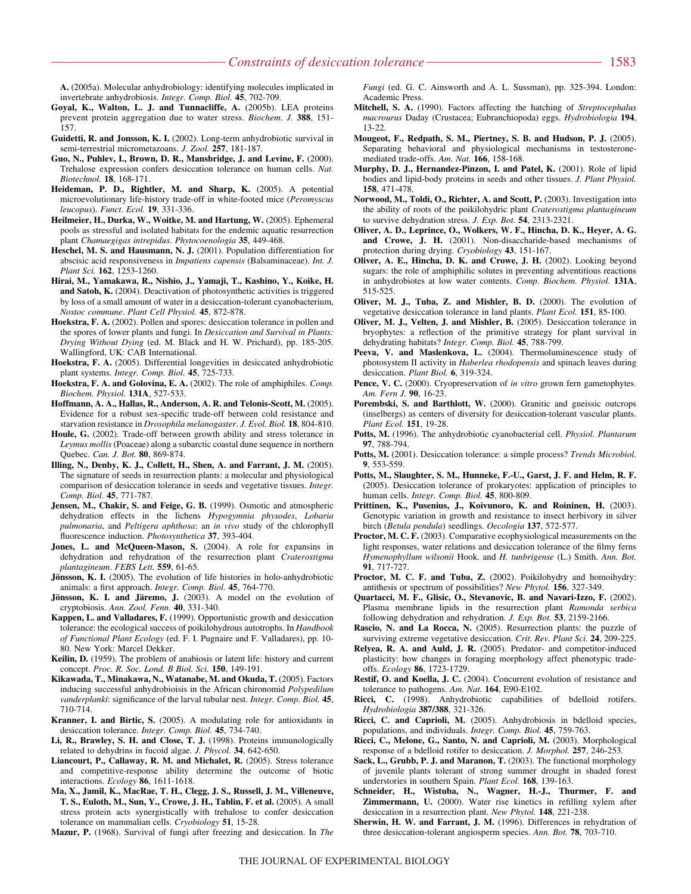A. (2005a). Molecular anhydrobiology: identifying molecules implicated in invertebrate anhydrobiosis. *Integr. Comp. Biol.* **45**, 702-709.

**Goyal, K., Walton, L. J. and Tunnacliffe, A.** (2005b). LEA proteins prevent protein aggregation due to water stress. *Biochem. J.* **388**, 151-157.

**Guidetti, R. and Jonsson, K. I.** (2002). Long-term anhydrobiotic survival in semi-terrestrial micrometazoans. *J. Zool.* **257**, 181-187.

**Guo, N., Puhlev, I., Brown, D. R., Mansbridge, J. and Levine, F.** (2000). Trehalose expression confers desiccation tolerance on human cells. *Nat. Biotechnol.* **18**, 168-171.

**Heideman, P. D., Rightler, M. and Sharp, K.** (2005). A potential microevolutionary life-history trade-off in white-footed mice (*Peromyscus leucopus*). *Funct. Ecol.* **19**, 331-336.

**Heilmeier, H., Durka, W., Woitke, M. and Hartung, W.** (2005). Ephemeral pools as stressful and isolated habitats for the endemic aquatic resurrection plant *Chamaegigas intrepidus*. *Phytocoenologia* **35**, 449-468.

**Heschel, M. S. and Hausmann, N. J.** (2001). Population differentiation for abscisic acid responsiveness in *Impatiens capensis* (Balsaminaceae). *Int. J. Plant Sci.* **162**, 1253-1260.

**Hirai, M., Yamakawa, R., Nishio, J., Yamaji, T., Kashino, Y., Koike, H. and Satoh, K.** (2004). Deactivation of photosynthetic activities is triggered by loss of a small amount of water in a desiccation-tolerant cyanobacterium, *Nostoc commune*. *Plant Cell Physiol.* **45**, 872-878.

**Hoekstra, F. A.** (2002). Pollen and spores: desiccation tolerance in pollen and the spores of lower plants and fungi. In *Desiccation and Survival in Plants: Drying Without Dying* (ed. M. Black and H. W. Prichard), pp. 185-205. Wallingford, UK: CAB International.

**Hoekstra, F. A.** (2005). Differential longevities in desiccated anhydrobiotic plant systems. *Integr. Comp. Biol.* **45**, 725-733.

**Hoekstra, F. A. and Golovina, E. A.** (2002). The role of amphiphiles. *Comp. Biochem. Physiol.* **131A**, 527-533.

**Hoffmann, A. A., Hallas, R., Anderson, A. R. and Telonis-Scott, M.** (2005). Evidence for a robust sex-specific trade-off between cold resistance and starvation resistance in *Drosophila melanogaster*. *J. Evol. Biol.* **18**, 804-810.

**Houle, G.** (2002). Trade-off between growth ability and stress tolerance in *Leymus mollis* (Poaceae) along a subarctic coastal dune sequence in northern Quebec. *Can. J. Bot.* **80**, 869-874.

**Illing, N., Denby, K. J., Collett, H., Shen, A. and Farrant, J. M.** (2005). The signature of seeds in resurrection plants: a molecular and physiological comparison of desiccation tolerance in seeds and vegetative tissues. *Integr. Comp. Biol.* **45**, 771-787.

**Jensen, M., Chakir, S. and Feige, G. B.** (1999). Osmotic and atmospheric dehydration effects in the lichens *Hypogymnia physodes*, *Lobaria pulmonaria*, and *Peltigera aphthosa*: an *in vivo* study of the chlorophyll fluorescence induction. *Photosynthetica* **37**, 393-404.

**Jones, L. and McQueen-Mason, S.** (2004). A role for expansins in dehydration and rehydration of the resurrection plant *Craterostigma plantagineum*. *FEBS Lett.* **559**, 61-65.

**Jönsson, K. I.** (2005). The evolution of life histories in holo-anhydrobiotic animals: a first approach. *Integr. Comp. Biol.* **45**, 764-770.

**Jönsson, K. I. and Järemo, J.** (2003). A model on the evolution of cryptobiosis. *Ann. Zool. Fenn.* **40**, 331-340.

**Kappen, L. and Valladares, F.** (1999). Opportunistic growth and desiccation tolerance: the ecological success of poikilohydrous autotrophs. In *Handbook of Functional Plant Ecology* (ed. F. I. Pugnaire and F. Valladares), pp. 10-80. New York: Marcel Dekker.

**Keilin, D.** (1959). The problem of anabiosis or latent life: history and current concept. *Proc. R. Soc. Lond. B Biol. Sci.* **150**, 149-191.

**Kikawada, T., Minakawa, N., Watanabe, M. and Okuda, T.** (2005). Factors inducing successful anhydrobioisis in the African chironomid *Polypedilum vanderplanki*: significance of the larval tubular nest. *Integr. Comp. Biol.* **45**, 710-714.

**Kranner, I. and Birtic, S.** (2005). A modulating role for antioxidants in desiccation tolerance. *Integr. Comp. Biol.* **45**, 734-740.

**Li, R., Brawley, S. H. and Close, T. J.** (1998). Proteins immunologically related to dehydrins in fucoid algae. *J. Phycol.* **34**, 642-650.

**Liancourt, P., Callaway, R. M. and Michalet, R.** (2005). Stress tolerance and competitive-response ability determine the outcome of biotic interactions. *Ecology* **86**, 1611-1618.

**Ma, X., Jamil, K., MacRae, T. H., Clegg, J. S., Russell, J. M., Villeneuve, T. S., Euloth, M., Sun, Y., Crowe, J. H., Tablin, F. et al.** (2005). A small stress protein acts synergistically with trehalose to confer desiccation tolerance on mammalian cells. *Cryobiology* **51**, 15-28.

**Mazur, P.** (1968). Survival of fungi after freezing and desiccation. In *The Fungi* (ed. G. C. Ainsworth and A. L. Sussman), pp. 325-394. London: Academic Press.

**Mitchell, S. A.** (1990). Factors affecting the hatching of *Streptocephalus macrourus* Daday (Crustacea; Eubranchiopoda) eggs. *Hydrobiologia* **194**, 13-22.

**Mougeot, F., Redpath, S. M., Piertney, S. B. and Hudson, P. J.** (2005). Separating behavioral and physiological mechanisms in testosterone-mediated trade-offs. *Am. Nat.* **166**, 158-168.

**Murphy, D. J., Hernandez-Pinzon, I. and Patel, K.** (2001). Role of lipid bodies and lipid-body proteins in seeds and other tissues. *J. Plant Physiol.* **158**, 471-478.

**Norwood, M., Toldi, O., Richter, A. and Scott, P.** (2003). Investigation into the ability of roots of the poikilohydric plant *Craterostigma plantagineum* to survive dehydration stress. *J. Exp. Bot.* **54**, 2313-2321.

**Oliver, A. D., Leprince, O., Wolkers, W. F., Hincha, D. K., Heyer, A. G. and Crowe, J. H.** (2001). Non-disaccharide-based mechanisms of protection during drying. *Cryobiology* **43**, 151-167.

**Oliver, A. E., Hincha, D. K. and Crowe, J. H.** (2002). Looking beyond sugars: the role of amphiphilic solutes in preventing adventitious reactions in anhydrobiotes at low water contents. *Comp. Biochem. Physiol.* **131A**, 515-525.

**Oliver, M. J., Tuba, Z. and Mishler, B. D.** (2000). The evolution of vegetative desiccation tolerance in land plants. *Plant Ecol.* **151**, 85-100.

**Oliver, M. J., Velten, J. and Mishler, B.** (2005). Desiccation tolerance in bryophytes: a reflection of the primitive strategy for plant survival in dehydrating habitats? *Integr. Comp. Biol.* **45**, 788-799.

**Peeva, V. and Maslenkova, L.** (2004). Thermoluminescence study of photosystem II activity in *Haberlea rhodopensis* and spinach leaves during desiccation. *Plant Biol.* **6**, 319-324.

**Pence, V. C.** (2000). Cryopreservation of *in vitro* grown fern gametophytes. *Am. Fern J.* **90**, 16-23.

**Porembski, S. and Barthlott, W.** (2000). Granitic and gneissic outcrops (inselbergs) as centers of diversity for desiccation-tolerant vascular plants. *Plant Ecol.* **151**, 19-28.

**Potts, M.** (1996). The anhydrobiotic cyanobacterial cell. *Physiol. Plantarum* **97**, 788-794.

**Potts, M.** (2001). Desiccation tolerance: a simple process? *Trends Microbiol.* **9**, 553-559.

**Potts, M., Slaughter, S. M., Hunneke, F.-U., Garst, J. F. and Helm, R. F.** (2005). Desiccation tolerance of prokaryotes: application of principles to human cells. *Integr. Comp. Biol.* **45**, 800-809.

**Prittinen, K., Pusenius, J., Koivunoro, K. and Roininen, H.** (2003). Genotypic variation in growth and resistance to insect herbivory in silver birch (*Betula pendula*) seedlings. *Oecologia* **137**, 572-577.

**Proctor, M. C. F.** (2003). Comparative ecophysiological measurements on the light responses, water relations and desiccation tolerance of the filmy ferns *Hymenophyllum wilsonii* Hook. and *H. tunbrigense* (L.) Smith. *Ann. Bot.* **91**, 717-727.

**Proctor, M. C. F. and Tuba, Z.** (2002). Poikilohydry and homoihydry: antithesis or spectrum of possibilities? *New Phytol.* **156**, 327-349.

**Quartacci, M. F., Glisic, O., Stevanovic, B. and Navari-Izzo, F.** (2002). Plasma membrane lipids in the resurrection plant *Ramonda serbica* following dehydration and rehydration. *J. Exp. Bot.* **53**, 2159-2166.

**Rascio, N. and La Rocca, N.** (2005). Resurrection plants: the puzzle of surviving extreme vegetative desiccation. *Crit. Rev. Plant Sci.* **24**, 209-225.

**Relyea, R. A. and Auld, J. R.** (2005). Predator- and competitor-induced plasticity: how changes in foraging morphology affect phenotypic trade-offs. *Ecology* **86**, 1723-1729.

**Restif, O. and Koella, J. C.** (2004). Concurrent evolution of resistance and tolerance to pathogens. *Am. Nat.* **164**, E90-E102.

**Ricci, C.** (1998). Anhydrobiotic capabilities of bdelloid rotifers. *Hydrobiologia* **387/388**, 321-326.

**Ricci, C. and Caprioli, M.** (2005). Anhydrobiosis in bdelloid species, populations, and individuals. *Integr. Comp. Biol.* **45**, 759-763.

**Ricci, C., Melone, G., Santo, N. and Caprioli, M.** (2003). Morphological response of a bdelloid rotifer to desiccation. *J. Morphol.* **257**, 246-253.

**Sack, L., Grubb, P. J. and Maranon, T.** (2003). The functional morphology of juvenile plants tolerant of strong summer drought in shaded forest understories in southern Spain. *Plant Ecol.* **168**, 139-163.

**Schneider, H., Wistuba, N., Wagner, H.-J., Thurmer, F. and Zimmermann, U.** (2000). Water rise kinetics in refilling xylem after desiccation in a resurrection plant. *New Phytol.* **148**, 221-238.

**Sherwin, H. W. and Farrant, J. M.** (1996). Differences in rehydration of three desiccation-tolerant angiosperm species. *Ann. Bot.* **78**, 703-710.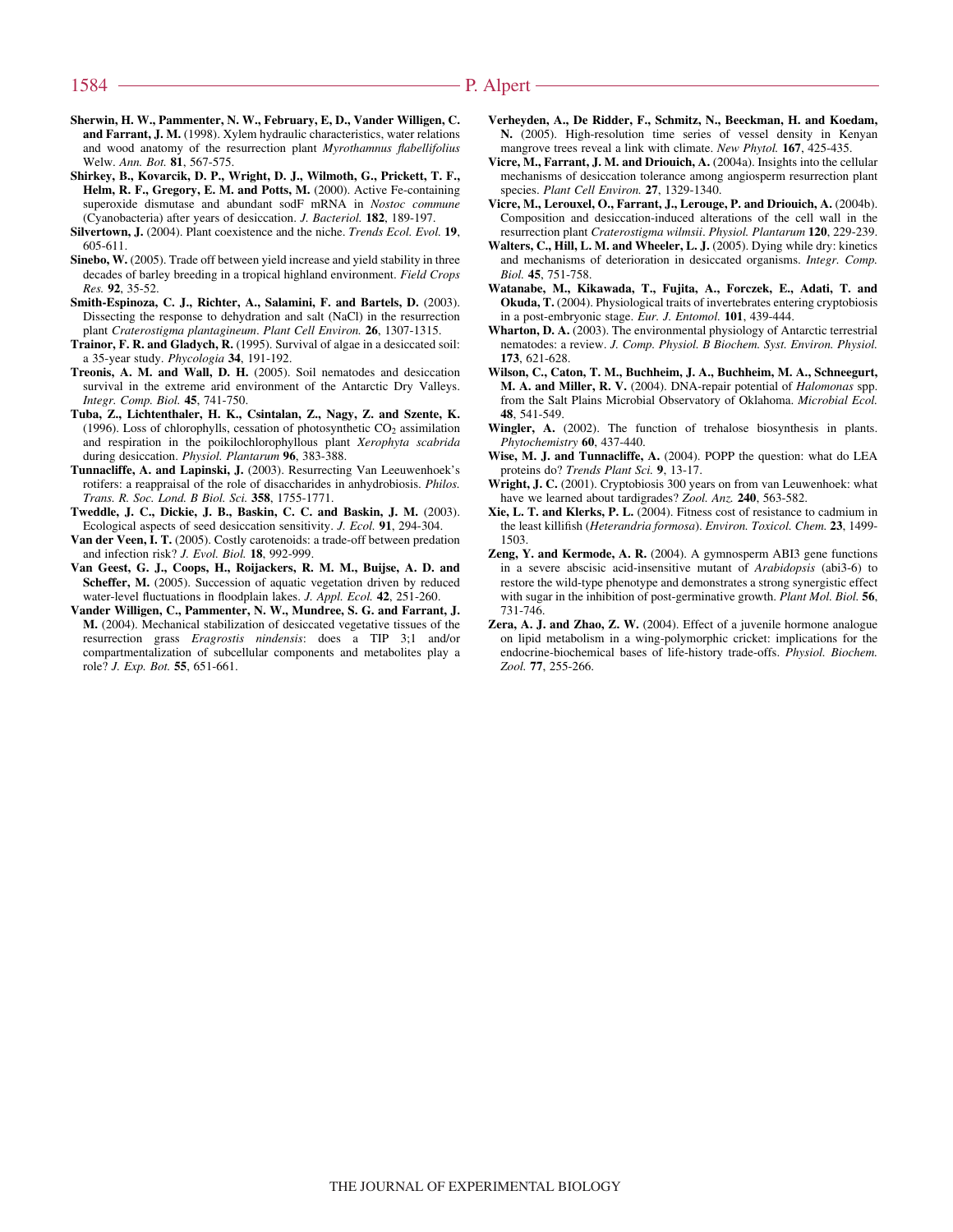**Sherwin, H. W., Pammenter, N. W., February, E, D., Vander Willigen, C. and Farrant, J. M.** (1998). Xylem hydraulic characteristics, water relations and wood anatomy of the resurrection plant *Myrothamnus flabellifolius* Welw. *Ann. Bot.* **81**, 567-575.

**Shirkey, B., Kovarcik, D. P., Wright, D. J., Wilmoth, G., Prickett, T. F., Helm, R. F., Gregory, E. M. and Potts, M.** (2000). Active Fe-containing superoxide dismutase and abundant sodF mRNA in *Nostoc commune* (Cyanobacteria) after years of desiccation. *J. Bacteriol.* **182**, 189-197.

**Silvertown, J.** (2004). Plant coexistence and the niche. *Trends Ecol. Evol.* **19**, 605-611.

**Sinebo, W.** (2005). Trade off between yield increase and yield stability in three decades of barley breeding in a tropical highland environment. *Field Crops Res.* **92**, 35-52.

**Smith-Espinoza, C. J., Richter, A., Salamini, F. and Bartels, D.** (2003). Dissecting the response to dehydration and salt (NaCl) in the resurrection plant *Craterostigma plantagineum*. *Plant Cell Environ.* **26**, 1307-1315.

**Trainor, F. R. and Gladych, R.** (1995). Survival of algae in a desiccated soil: a 35-year study. *Phycologia* **34**, 191-192.

**Treonis, A. M. and Wall, D. H.** (2005). Soil nematodes and desiccation survival in the extreme arid environment of the Antarctic Dry Valleys. *Integr. Comp. Biol.* **45**, 741-750.

**Tuba, Z., Lichtenthaler, H. K., Csintalan, Z., Nagy, Z. and Szente, K.** (1996). Loss of chlorophylls, cessation of photosynthetic $CO_2$ assimilation and respiration in the poikilochlorophyllous plant *Xerophyta scabrida* during desiccation. *Physiol. Plantarum* **96**, 383-388.

**Tunnacliffe, A. and Lapinski, J.** (2003). Resurrecting Van Leeuwenhoek's rotifers: a reappraisal of the role of disaccharides in anhydrobiosis. *Philos. Trans. R. Soc. Lond. B Biol. Sci.* **358**, 1755-1771.

**Tweddle, J. C., Dickie, J. B., Baskin, C. C. and Baskin, J. M.** (2003). Ecological aspects of seed desiccation sensitivity. *J. Ecol.* **91**, 294-304.

**Van der Veen, I. T.** (2005). Costly carotenoids: a trade-off between predation and infection risk? *J. Evol. Biol.* **18**, 992-999.

**Van Geest, G. J., Coops, H., Roijackers, R. M. M., Buijse, A. D. and Scheffer, M.** (2005). Succession of aquatic vegetation driven by reduced water-level fluctuations in floodplain lakes. *J. Appl. Ecol.* **42**, 251-260.

**Vander Willigen, C., Pammenter, N. W., Mundree, S. G. and Farrant, J. M.** (2004). Mechanical stabilization of desiccated vegetative tissues of the resurrection grass *Eragrostis nindensis*: does a TIP 3;1 and/or compartmentalization of subcellular components and metabolites play a role? *J. Exp. Bot.* **55**, 651-661.

**Verheyden, A., De Ridder, F., Schmitz, N., Beeckman, H. and Koedam, N.** (2005). High-resolution time series of vessel density in Kenyan mangrove trees reveal a link with climate. *New Phytol.* **167**, 425-435.

**Vicre, M., Farrant, J. M. and Driouich, A.** (2004a). Insights into the cellular mechanisms of desiccation tolerance among angiosperm resurrection plant species. *Plant Cell Environ.* **27**, 1329-1340.

**Vicre, M., Lerouxel, O., Farrant, J., Lerouge, P. and Driouich, A.** (2004b). Composition and desiccation-induced alterations of the cell wall in the resurrection plant *Craterostigma wilmsii*. *Physiol. Plantarum* **120**, 229-239.

**Walters, C., Hill, L. M. and Wheeler, L. J.** (2005). Dying while dry: kinetics and mechanisms of deterioration in desiccated organisms. *Integr. Comp. Biol.* **45**, 751-758.

**Watanabe, M., Kikawada, T., Fujita, A., Forczek, E., Adati, T. and Okuda, T.** (2004). Physiological traits of invertebrates entering cryptobiosis in a post-embryonic stage. *Eur. J. Entomol.* **101**, 439-444.

**Wharton, D. A.** (2003). The environmental physiology of Antarctic terrestrial nematodes: a review. *J. Comp. Physiol. B Biochem. Syst. Environ. Physiol.* **173**, 621-628.

**Wilson, C., Caton, T. M., Buchheim, J. A., Buchheim, M. A., Schneegurt, M. A. and Miller, R. V.** (2004). DNA-repair potential of *Halomonas* spp. from the Salt Plains Microbial Observatory of Oklahoma. *Microbial Ecol.* **48**, 541-549.

**Wingler, A.** (2002). The function of trehalose biosynthesis in plants. *Phytochemistry* **60**, 437-440.

**Wise, M. J. and Tunnacliffe, A.** (2004). POPP the question: what do LEA proteins do? *Trends Plant Sci.* **9**, 13-17.

**Wright, J. C.** (2001). Cryptobiosis 300 years on from van Leuwenhoek: what have we learned about tardigrades? *Zool. Anz.* **240**, 563-582.

**Xie, L. T. and Klerks, P. L.** (2004). Fitness cost of resistance to cadmium in the least killifish (*Heterandria formosa*). *Environ. Toxicol. Chem.* **23**, 1499-1503.

**Zeng, Y. and Kermode, A. R.** (2004). A gymnosperm ABI3 gene functions in a severe abscisic acid-insensitive mutant of *Arabidopsis* (abi3-6) to restore the wild-type phenotype and demonstrates a strong synergistic effect with sugar in the inhibition of post-germinative growth. *Plant Mol. Biol.* **56**, 731-746.

**Zera, A. J. and Zhao, Z. W.** (2004). Effect of a juvenile hormone analogue on lipid metabolism in a wing-polymorphic cricket: implications for the endocrine-biochemical bases of life-history trade-offs. *Physiol. Biochem. Zool.* **77**, 255-266.